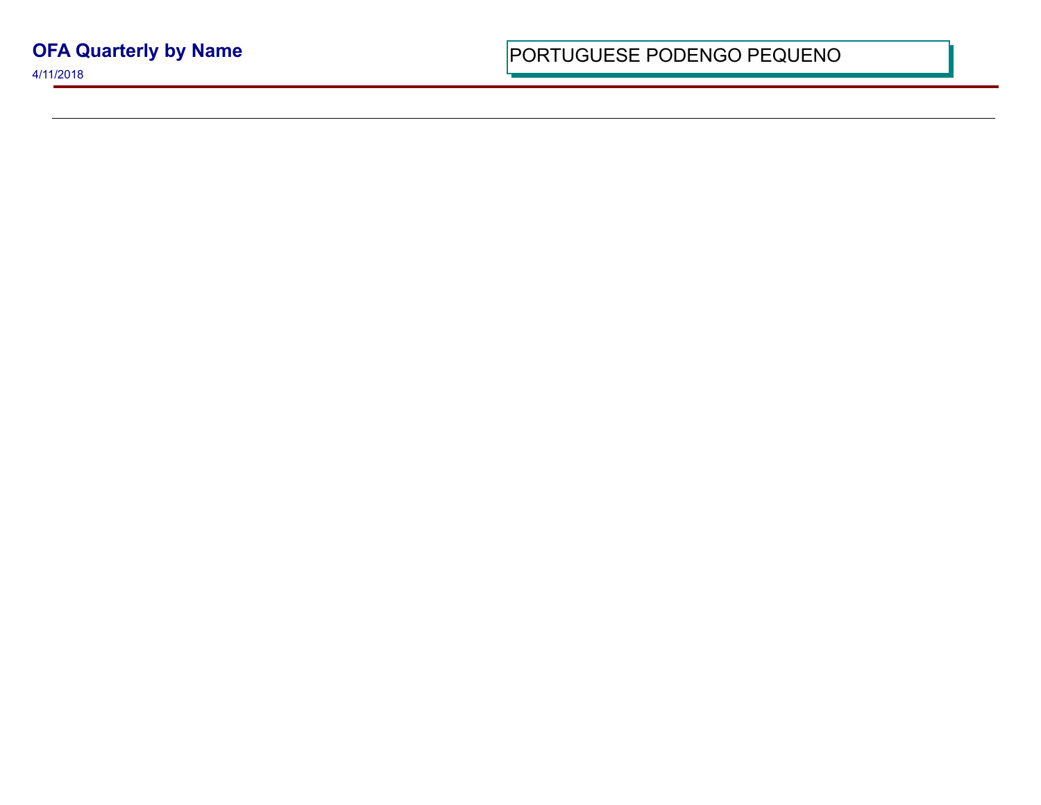# OFA Quarterly by Name

4/11/2018

PORTUGUESE PODENGO PEQUENO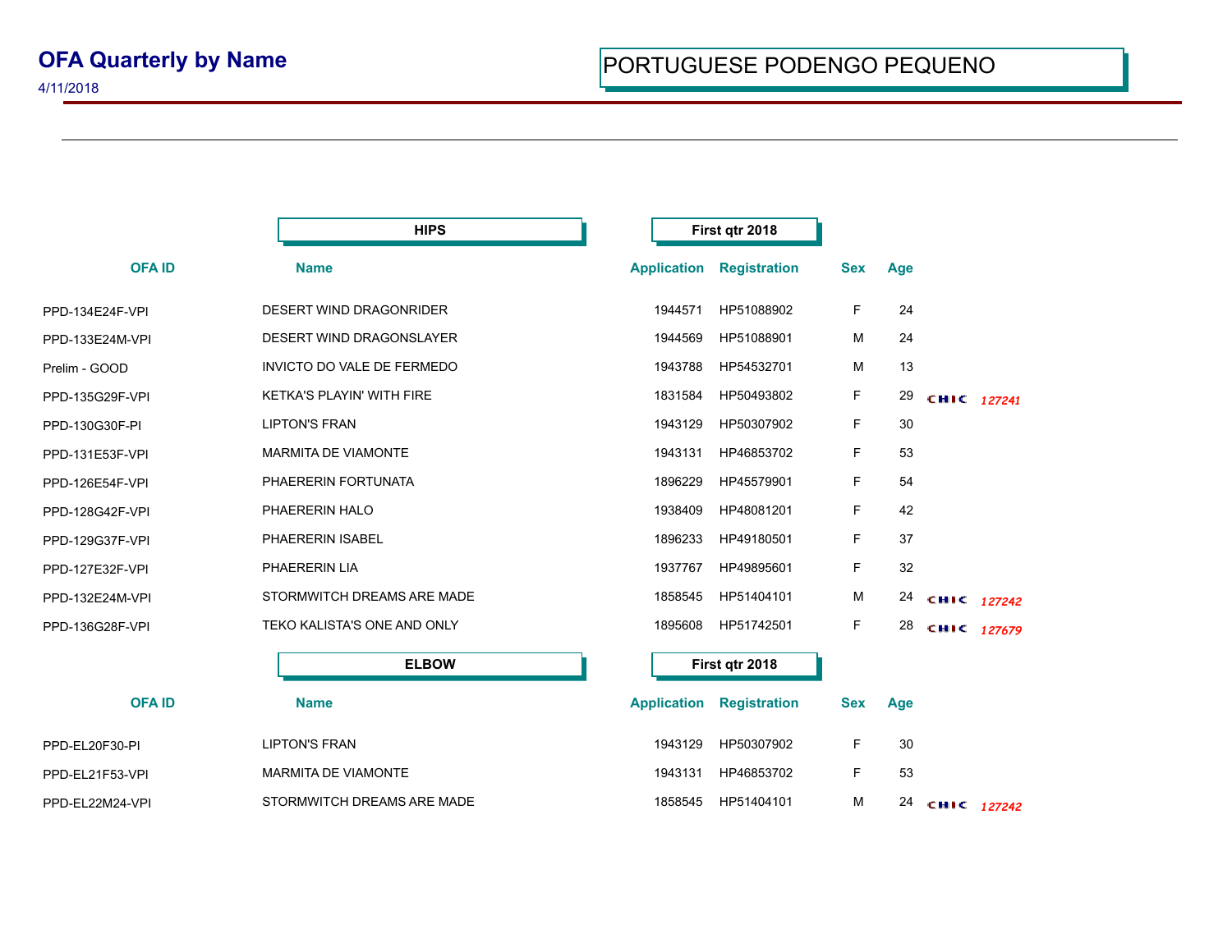# OFA Quarterly by Name

4/11/2018

## PORTUGUESE PODENGO PEQUENO

### HIPS — First qtr 2018

| OFA ID | Name | Application | Registration | Sex | Age | |
|---|---|---|---|---|---|---|
| PPD-134E24F-VPI | DESERT WIND DRAGONRIDER | 1944571 | HP51088902 | F | 24 | |
| PPD-133E24M-VPI | DESERT WIND DRAGONSLAYER | 1944569 | HP51088901 | M | 24 | |
| Prelim - GOOD | INVICTO DO VALE DE FERMEDO | 1943788 | HP54532701 | M | 13 | |
| PPD-135G29F-VPI | KETKA'S PLAYIN' WITH FIRE | 1831584 | HP50493802 | F | 29 | CHIC *127241* |
| PPD-130G30F-PI | LIPTON'S FRAN | 1943129 | HP50307902 | F | 30 | |
| PPD-131E53F-VPI | MARMITA DE VIAMONTE | 1943131 | HP46853702 | F | 53 | |
| PPD-126E54F-VPI | PHAERERIN FORTUNATA | 1896229 | HP45579901 | F | 54 | |
| PPD-128G42F-VPI | PHAERERIN HALO | 1938409 | HP48081201 | F | 42 | |
| PPD-129G37F-VPI | PHAERERIN ISABEL | 1896233 | HP49180501 | F | 37 | |
| PPD-127E32F-VPI | PHAERERIN LIA | 1937767 | HP49895601 | F | 32 | |
| PPD-132E24M-VPI | STORMWITCH DREAMS ARE MADE | 1858545 | HP51404101 | M | 24 | CHIC *127242* |
| PPD-136G28F-VPI | TEKO KALISTA'S ONE AND ONLY | 1895608 | HP51742501 | F | 28 | CHIC *127679* |

### ELBOW — First qtr 2018

| OFA ID | Name | Application | Registration | Sex | Age | |
|---|---|---|---|---|---|---|
| PPD-EL20F30-PI | LIPTON'S FRAN | 1943129 | HP50307902 | F | 30 | |
| PPD-EL21F53-VPI | MARMITA DE VIAMONTE | 1943131 | HP46853702 | F | 53 | |
| PPD-EL22M24-VPI | STORMWITCH DREAMS ARE MADE | 1858545 | HP51404101 | M | 24 | CHIC *127242* |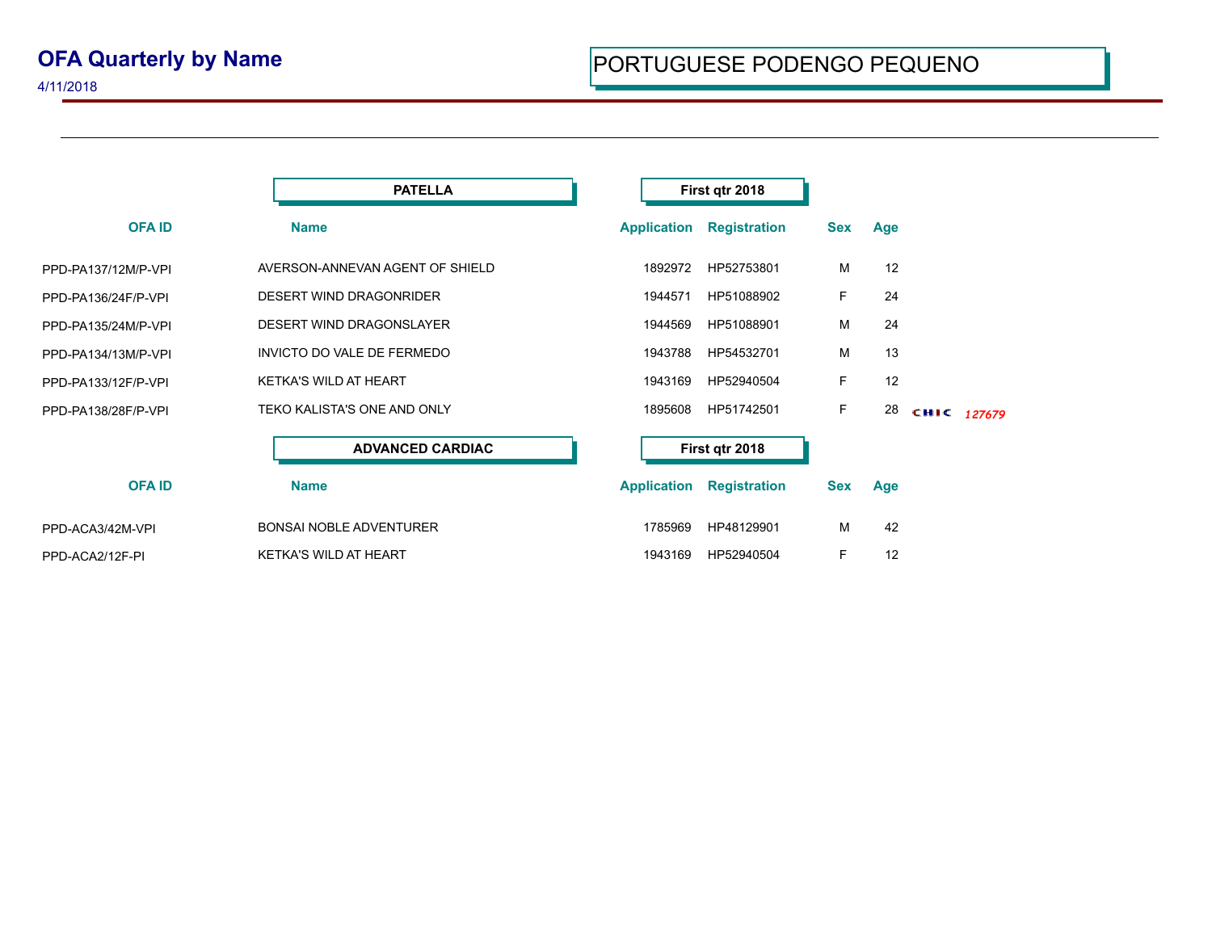# OFA Quarterly by Name

4/11/2018

## PORTUGUESE PODENGO PEQUENO

### PATELLA — First qtr 2018

| OFA ID | Name | Application | Registration | Sex | Age | |
|---|---|---|---|---|---|---|
| PPD-PA137/12M/P-VPI | AVERSON-ANNEVAN AGENT OF SHIELD | 1892972 | HP52753801 | M | 12 | |
| PPD-PA136/24F/P-VPI | DESERT WIND DRAGONRIDER | 1944571 | HP51088902 | F | 24 | |
| PPD-PA135/24M/P-VPI | DESERT WIND DRAGONSLAYER | 1944569 | HP51088901 | M | 24 | |
| PPD-PA134/13M/P-VPI | INVICTO DO VALE DE FERMEDO | 1943788 | HP54532701 | M | 13 | |
| PPD-PA133/12F/P-VPI | KETKA'S WILD AT HEART | 1943169 | HP52940504 | F | 12 | |
| PPD-PA138/28F/P-VPI | TEKO KALISTA'S ONE AND ONLY | 1895608 | HP51742501 | F | 28 | CHIC *127679* |

### ADVANCED CARDIAC — First qtr 2018

| OFA ID | Name | Application | Registration | Sex | Age |
|---|---|---|---|---|---|
| PPD-ACA3/42M-VPI | BONSAI NOBLE ADVENTURER | 1785969 | HP48129901 | M | 42 |
| PPD-ACA2/12F-PI | KETKA'S WILD AT HEART | 1943169 | HP52940504 | F | 12 |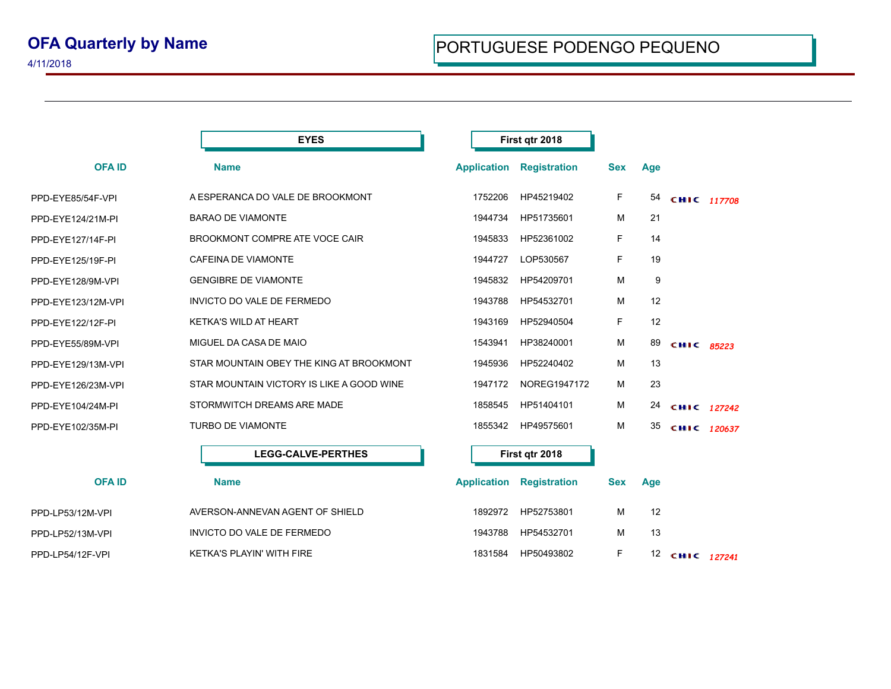# OFA Quarterly by Name

4/11/2018

## PORTUGUESE PODENGO PEQUENO

### EYES — First qtr 2018

| OFA ID | Name | Application | Registration | Sex | Age | | |
|---|---|---|---|---|---|---|---|
| PPD-EYE85/54F-VPI | A ESPERANCA DO VALE DE BROOKMONT | 1752206 | HP45219402 | F | 54 | CHIC | *117708* |
| PPD-EYE124/21M-PI | BARAO DE VIAMONTE | 1944734 | HP51735601 | M | 21 | | |
| PPD-EYE127/14F-PI | BROOKMONT COMPRE ATE VOCE CAIR | 1945833 | HP52361002 | F | 14 | | |
| PPD-EYE125/19F-PI | CAFEINA DE VIAMONTE | 1944727 | LOP530567 | F | 19 | | |
| PPD-EYE128/9M-VPI | GENGIBRE DE VIAMONTE | 1945832 | HP54209701 | M | 9 | | |
| PPD-EYE123/12M-VPI | INVICTO DO VALE DE FERMEDO | 1943788 | HP54532701 | M | 12 | | |
| PPD-EYE122/12F-PI | KETKA'S WILD AT HEART | 1943169 | HP52940504 | F | 12 | | |
| PPD-EYE55/89M-VPI | MIGUEL DA CASA DE MAIO | 1543941 | HP38240001 | M | 89 | CHIC | *85223* |
| PPD-EYE129/13M-VPI | STAR MOUNTAIN OBEY THE KING AT BROOKMONT | 1945936 | HP52240402 | M | 13 | | |
| PPD-EYE126/23M-VPI | STAR MOUNTAIN VICTORY IS LIKE A GOOD WINE | 1947172 | NOREG1947172 | M | 23 | | |
| PPD-EYE104/24M-PI | STORMWITCH DREAMS ARE MADE | 1858545 | HP51404101 | M | 24 | CHIC | *127242* |
| PPD-EYE102/35M-PI | TURBO DE VIAMONTE | 1855342 | HP49575601 | M | 35 | CHIC | *120637* |

### LEGG-CALVE-PERTHES — First qtr 2018

| OFA ID | Name | Application | Registration | Sex | Age | | |
|---|---|---|---|---|---|---|---|
| PPD-LP53/12M-VPI | AVERSON-ANNEVAN AGENT OF SHIELD | 1892972 | HP52753801 | M | 12 | | |
| PPD-LP52/13M-VPI | INVICTO DO VALE DE FERMEDO | 1943788 | HP54532701 | M | 13 | | |
| PPD-LP54/12F-VPI | KETKA'S PLAYIN' WITH FIRE | 1831584 | HP50493802 | F | 12 | CHIC | *127241* |